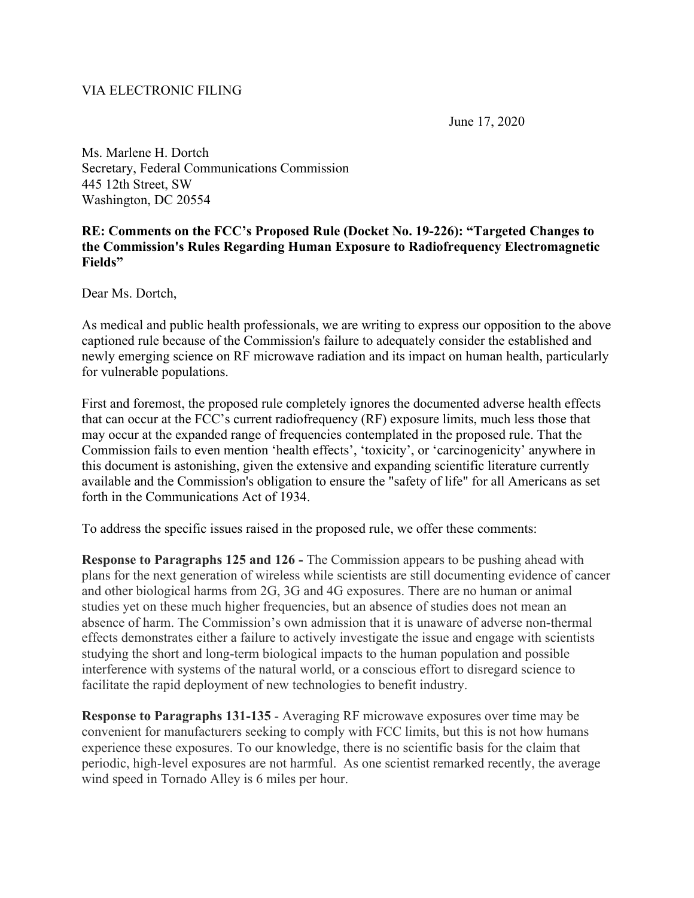VIA ELECTRONIC FILING

June 17, 2020

Ms. Marlene H. Dortch
Secretary, Federal Communications Commission
445 12th Street, SW
Washington, DC 20554

**RE: Comments on the FCC's Proposed Rule (Docket No. 19-226): "Targeted Changes to the Commission's Rules Regarding Human Exposure to Radiofrequency Electromagnetic Fields"**

Dear Ms. Dortch,

As medical and public health professionals, we are writing to express our opposition to the above captioned rule because of the Commission's failure to adequately consider the established and newly emerging science on RF microwave radiation and its impact on human health, particularly for vulnerable populations.

First and foremost, the proposed rule completely ignores the documented adverse health effects that can occur at the FCC's current radiofrequency (RF) exposure limits, much less those that may occur at the expanded range of frequencies contemplated in the proposed rule. That the Commission fails to even mention 'health effects', 'toxicity', or 'carcinogenicity' anywhere in this document is astonishing, given the extensive and expanding scientific literature currently available and the Commission's obligation to ensure the "safety of life" for all Americans as set forth in the Communications Act of 1934.

To address the specific issues raised in the proposed rule, we offer these comments:

**Response to Paragraphs 125 and 126 -** The Commission appears to be pushing ahead with plans for the next generation of wireless while scientists are still documenting evidence of cancer and other biological harms from 2G, 3G and 4G exposures. There are no human or animal studies yet on these much higher frequencies, but an absence of studies does not mean an absence of harm. The Commission's own admission that it is unaware of adverse non-thermal effects demonstrates either a failure to actively investigate the issue and engage with scientists studying the short and long-term biological impacts to the human population and possible interference with systems of the natural world, or a conscious effort to disregard science to facilitate the rapid deployment of new technologies to benefit industry.

**Response to Paragraphs 131-135** - Averaging RF microwave exposures over time may be convenient for manufacturers seeking to comply with FCC limits, but this is not how humans experience these exposures. To our knowledge, there is no scientific basis for the claim that periodic, high-level exposures are not harmful. As one scientist remarked recently, the average wind speed in Tornado Alley is 6 miles per hour.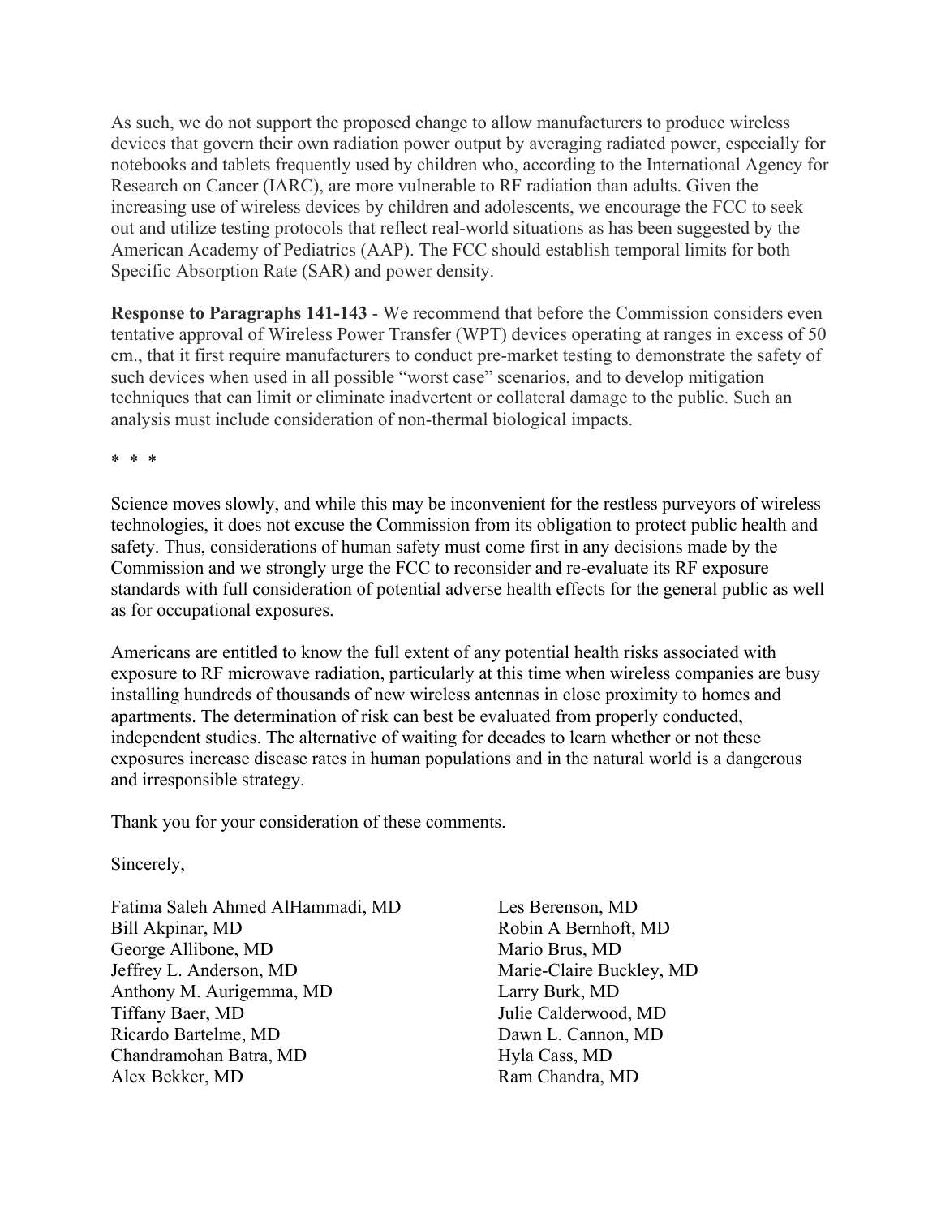As such, we do not support the proposed change to allow manufacturers to produce wireless devices that govern their own radiation power output by averaging radiated power, especially for notebooks and tablets frequently used by children who, according to the International Agency for Research on Cancer (IARC), are more vulnerable to RF radiation than adults. Given the increasing use of wireless devices by children and adolescents, we encourage the FCC to seek out and utilize testing protocols that reflect real-world situations as has been suggested by the American Academy of Pediatrics (AAP). The FCC should establish temporal limits for both Specific Absorption Rate (SAR) and power density.

**Response to Paragraphs 141-143** - We recommend that before the Commission considers even tentative approval of Wireless Power Transfer (WPT) devices operating at ranges in excess of 50 cm., that it first require manufacturers to conduct pre-market testing to demonstrate the safety of such devices when used in all possible "worst case" scenarios, and to develop mitigation techniques that can limit or eliminate inadvertent or collateral damage to the public. Such an analysis must include consideration of non-thermal biological impacts.

\* \* \*

Science moves slowly, and while this may be inconvenient for the restless purveyors of wireless technologies, it does not excuse the Commission from its obligation to protect public health and safety. Thus, considerations of human safety must come first in any decisions made by the Commission and we strongly urge the FCC to reconsider and re-evaluate its RF exposure standards with full consideration of potential adverse health effects for the general public as well as for occupational exposures.

Americans are entitled to know the full extent of any potential health risks associated with exposure to RF microwave radiation, particularly at this time when wireless companies are busy installing hundreds of thousands of new wireless antennas in close proximity to homes and apartments. The determination of risk can best be evaluated from properly conducted, independent studies. The alternative of waiting for decades to learn whether or not these exposures increase disease rates in human populations and in the natural world is a dangerous and irresponsible strategy.

Thank you for your consideration of these comments.

Sincerely,

Fatima Saleh Ahmed AlHammadi, MD
Bill Akpinar, MD
George Allibone, MD
Jeffrey L. Anderson, MD
Anthony M. Aurigemma, MD
Tiffany Baer, MD
Ricardo Bartelme, MD
Chandramohan Batra, MD
Alex Bekker, MD
Les Berenson, MD
Robin A Bernhoft, MD
Mario Brus, MD
Marie-Claire Buckley, MD
Larry Burk, MD
Julie Calderwood, MD
Dawn L. Cannon, MD
Hyla Cass, MD
Ram Chandra, MD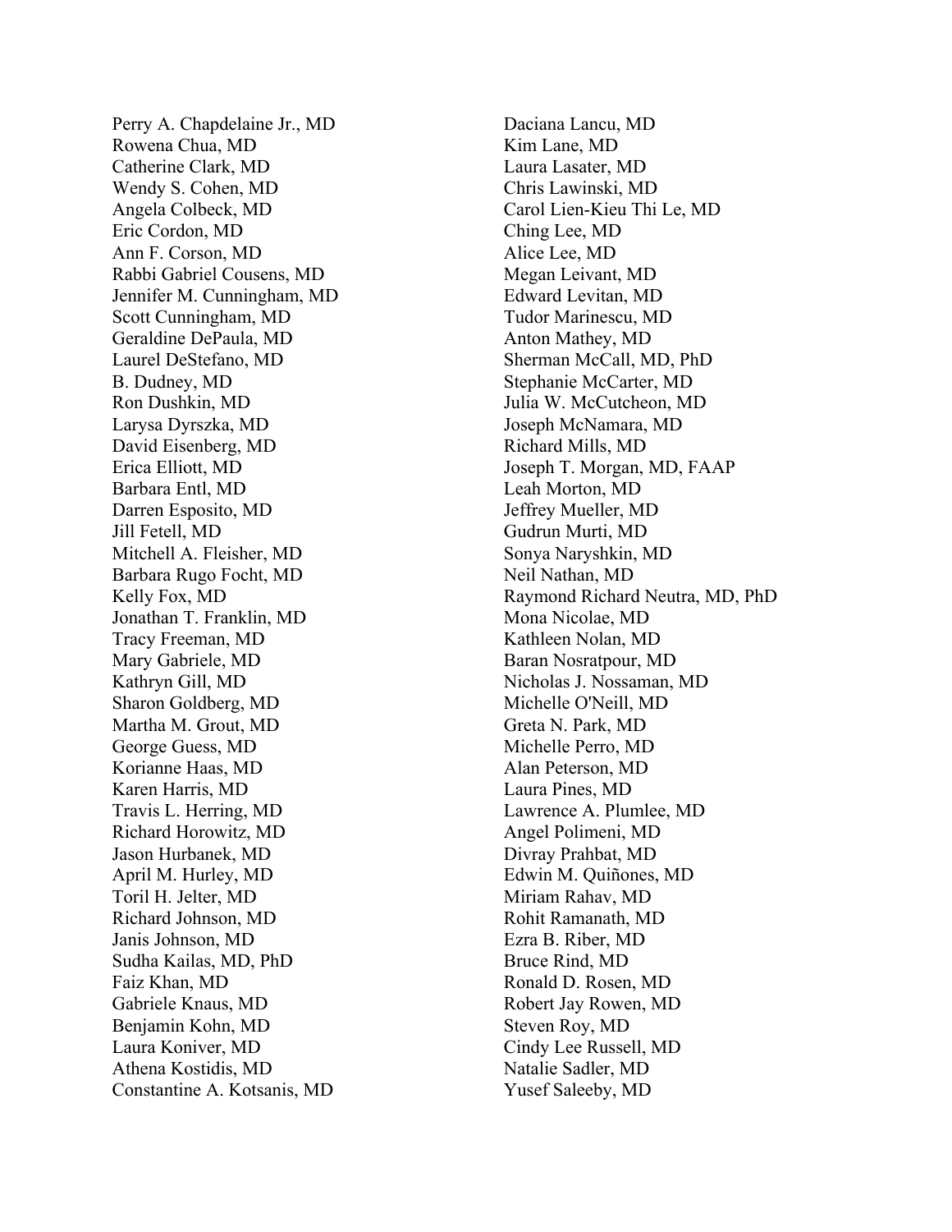Perry A. Chapdelaine Jr., MD
Rowena Chua, MD
Catherine Clark, MD
Wendy S. Cohen, MD
Angela Colbeck, MD
Eric Cordon, MD
Ann F. Corson, MD
Rabbi Gabriel Cousens, MD
Jennifer M. Cunningham, MD
Scott Cunningham, MD
Geraldine DePaula, MD
Laurel DeStefano, MD
B. Dudney, MD
Ron Dushkin, MD
Larysa Dyrszka, MD
David Eisenberg, MD
Erica Elliott, MD
Barbara Entl, MD
Darren Esposito, MD
Jill Fetell, MD
Mitchell A. Fleisher, MD
Barbara Rugo Focht, MD
Kelly Fox, MD
Jonathan T. Franklin, MD
Tracy Freeman, MD
Mary Gabriele, MD
Kathryn Gill, MD
Sharon Goldberg, MD
Martha M. Grout, MD
George Guess, MD
Korianne Haas, MD
Karen Harris, MD
Travis L. Herring, MD
Richard Horowitz, MD
Jason Hurbanek, MD
April M. Hurley, MD
Toril H. Jelter, MD
Richard Johnson, MD
Janis Johnson, MD
Sudha Kailas, MD, PhD
Faiz Khan, MD
Gabriele Knaus, MD
Benjamin Kohn, MD
Laura Koniver, MD
Athena Kostidis, MD
Constantine A. Kotsanis, MD
Daciana Lancu, MD
Kim Lane, MD
Laura Lasater, MD
Chris Lawinski, MD
Carol Lien-Kieu Thi Le, MD
Ching Lee, MD
Alice Lee, MD
Megan Leivant, MD
Edward Levitan, MD
Tudor Marinescu, MD
Anton Mathey, MD
Sherman McCall, MD, PhD
Stephanie McCarter, MD
Julia W. McCutcheon, MD
Joseph McNamara, MD
Richard Mills, MD
Joseph T. Morgan, MD, FAAP
Leah Morton, MD
Jeffrey Mueller, MD
Gudrun Murti, MD
Sonya Naryshkin, MD
Neil Nathan, MD
Raymond Richard Neutra, MD, PhD
Mona Nicolae, MD
Kathleen Nolan, MD
Baran Nosratpour, MD
Nicholas J. Nossaman, MD
Michelle O'Neill, MD
Greta N. Park, MD
Michelle Perro, MD
Alan Peterson, MD
Laura Pines, MD
Lawrence A. Plumlee, MD
Angel Polimeni, MD
Divray Prahbat, MD
Edwin M. Quiñones, MD
Miriam Rahav, MD
Rohit Ramanath, MD
Ezra B. Riber, MD
Bruce Rind, MD
Ronald D. Rosen, MD
Robert Jay Rowen, MD
Steven Roy, MD
Cindy Lee Russell, MD
Natalie Sadler, MD
Yusef Saleeby, MD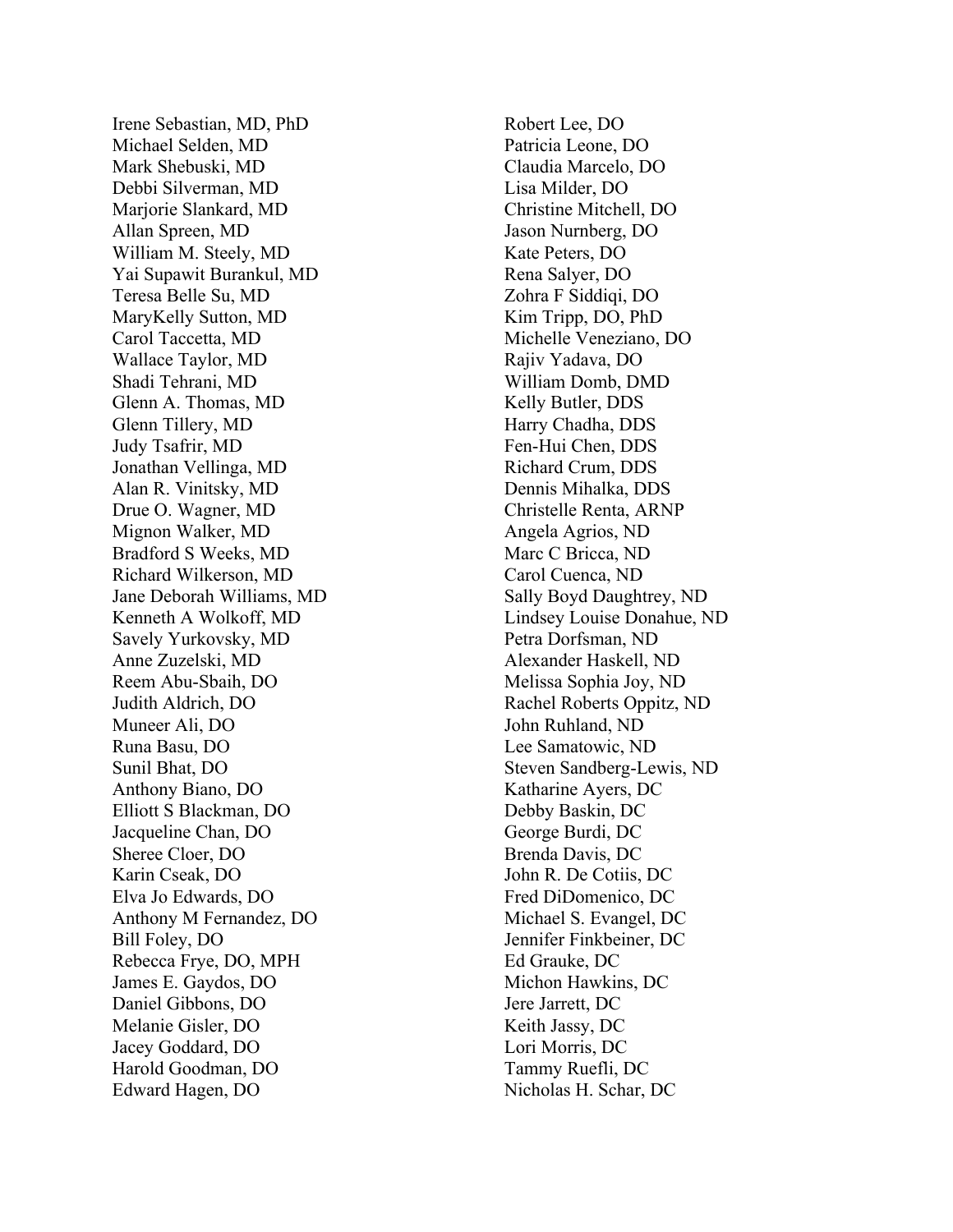Irene Sebastian, MD, PhD
Michael Selden, MD
Mark Shebuski, MD
Debbi Silverman, MD
Marjorie Slankard, MD
Allan Spreen, MD
William M. Steely, MD
Yai Supawit Burankul, MD
Teresa Belle Su, MD
MaryKelly Sutton, MD
Carol Taccetta, MD
Wallace Taylor, MD
Shadi Tehrani, MD
Glenn A. Thomas, MD
Glenn Tillery, MD
Judy Tsafrir, MD
Jonathan Vellinga, MD
Alan R. Vinitsky, MD
Drue O. Wagner, MD
Mignon Walker, MD
Bradford S Weeks, MD
Richard Wilkerson, MD
Jane Deborah Williams, MD
Kenneth A Wolkoff, MD
Savely Yurkovsky, MD
Anne Zuzelski, MD
Reem Abu-Sbaih, DO
Judith Aldrich, DO
Muneer Ali, DO
Runa Basu, DO
Sunil Bhat, DO
Anthony Biano, DO
Elliott S Blackman, DO
Jacqueline Chan, DO
Sheree Cloer, DO
Karin Cseak, DO
Elva Jo Edwards, DO
Anthony M Fernandez, DO
Bill Foley, DO
Rebecca Frye, DO, MPH
James E. Gaydos, DO
Daniel Gibbons, DO
Melanie Gisler, DO
Jacey Goddard, DO
Harold Goodman, DO
Edward Hagen, DO
Robert Lee, DO
Patricia Leone, DO
Claudia Marcelo, DO
Lisa Milder, DO
Christine Mitchell, DO
Jason Nurnberg, DO
Kate Peters, DO
Rena Salyer, DO
Zohra F Siddiqi, DO
Kim Tripp, DO, PhD
Michelle Veneziano, DO
Rajiv Yadava, DO
William Domb, DMD
Kelly Butler, DDS
Harry Chadha, DDS
Fen-Hui Chen, DDS
Richard Crum, DDS
Dennis Mihalka, DDS
Christelle Renta, ARNP
Angela Agrios, ND
Marc C Bricca, ND
Carol Cuenca, ND
Sally Boyd Daughtrey, ND
Lindsey Louise Donahue, ND
Petra Dorfsman, ND
Alexander Haskell, ND
Melissa Sophia Joy, ND
Rachel Roberts Oppitz, ND
John Ruhland, ND
Lee Samatowic, ND
Steven Sandberg-Lewis, ND
Katharine Ayers, DC
Debby Baskin, DC
George Burdi, DC
Brenda Davis, DC
John R. De Cotiis, DC
Fred DiDomenico, DC
Michael S. Evangel, DC
Jennifer Finkbeiner, DC
Ed Grauke, DC
Michon Hawkins, DC
Jere Jarrett, DC
Keith Jassy, DC
Lori Morris, DC
Tammy Ruefli, DC
Nicholas H. Schar, DC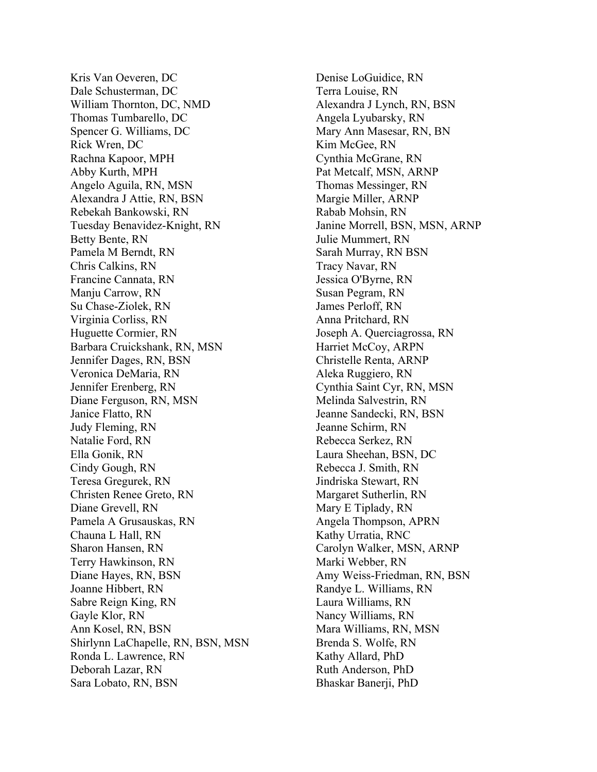Kris Van Oeveren, DC
Dale Schusterman, DC
William Thornton, DC, NMD
Thomas Tumbarello, DC
Spencer G. Williams, DC
Rick Wren, DC
Rachna Kapoor, MPH
Abby Kurth, MPH
Angelo Aguila, RN, MSN
Alexandra J Attie, RN, BSN
Rebekah Bankowski, RN
Tuesday Benavidez-Knight, RN
Betty Bente, RN
Pamela M Berndt, RN
Chris Calkins, RN
Francine Cannata, RN
Manju Carrow, RN
Su Chase-Ziolek, RN
Virginia Corliss, RN
Huguette Cormier, RN
Barbara Cruickshank, RN, MSN
Jennifer Dages, RN, BSN
Veronica DeMaria, RN
Jennifer Erenberg, RN
Diane Ferguson, RN, MSN
Janice Flatto, RN
Judy Fleming, RN
Natalie Ford, RN
Ella Gonik, RN
Cindy Gough, RN
Teresa Gregurek, RN
Christen Renee Greto, RN
Diane Grevell, RN
Pamela A Grusauskas, RN
Chauna L Hall, RN
Sharon Hansen, RN
Terry Hawkinson, RN
Diane Hayes, RN, BSN
Joanne Hibbert, RN
Sabre Reign King, RN
Gayle Klor, RN
Ann Kosel, RN, BSN
Shirlynn LaChapelle, RN, BSN, MSN
Ronda L. Lawrence, RN
Deborah Lazar, RN
Sara Lobato, RN, BSN
Denise LoGuidice, RN
Terra Louise, RN
Alexandra J Lynch, RN, BSN
Angela Lyubarsky, RN
Mary Ann Masesar, RN, BN
Kim McGee, RN
Cynthia McGrane, RN
Pat Metcalf, MSN, ARNP
Thomas Messinger, RN
Margie Miller, ARNP
Rabab Mohsin, RN
Janine Morrell, BSN, MSN, ARNP
Julie Mummert, RN
Sarah Murray, RN BSN
Tracy Navar, RN
Jessica O'Byrne, RN
Susan Pegram, RN
James Perloff, RN
Anna Pritchard, RN
Joseph A. Querciagrossa, RN
Harriet McCoy, ARPN
Christelle Renta, ARNP
Aleka Ruggiero, RN
Cynthia Saint Cyr, RN, MSN
Melinda Salvestrin, RN
Jeanne Sandecki, RN, BSN
Jeanne Schirm, RN
Rebecca Serkez, RN
Laura Sheehan, BSN, DC
Rebecca J. Smith, RN
Jindriska Stewart, RN
Margaret Sutherlin, RN
Mary E Tiplady, RN
Angela Thompson, APRN
Kathy Urratia, RNC
Carolyn Walker, MSN, ARNP
Marki Webber, RN
Amy Weiss-Friedman, RN, BSN
Randye L. Williams, RN
Laura Williams, RN
Nancy Williams, RN
Mara Williams, RN, MSN
Brenda S. Wolfe, RN
Kathy Allard, PhD
Ruth Anderson, PhD
Bhaskar Banerji, PhD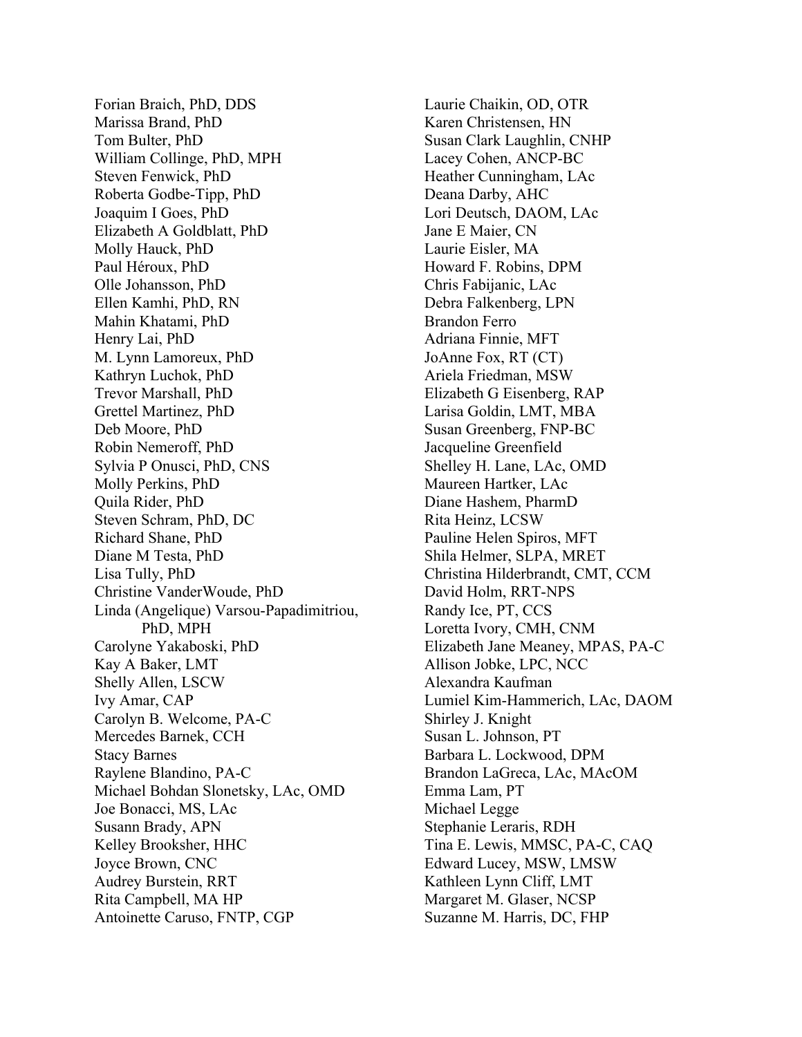Forian Braich, PhD, DDS
Marissa Brand, PhD
Tom Bulter, PhD
William Collinge, PhD, MPH
Steven Fenwick, PhD
Roberta Godbe-Tipp, PhD
Joaquim I Goes, PhD
Elizabeth A Goldblatt, PhD
Molly Hauck, PhD
Paul Héroux, PhD
Olle Johansson, PhD
Ellen Kamhi, PhD, RN
Mahin Khatami, PhD
Henry Lai, PhD
M. Lynn Lamoreux, PhD
Kathryn Luchok, PhD
Trevor Marshall, PhD
Grettel Martinez, PhD
Deb Moore, PhD
Robin Nemeroff, PhD
Sylvia P Onusci, PhD, CNS
Molly Perkins, PhD
Quila Rider, PhD
Steven Schram, PhD, DC
Richard Shane, PhD
Diane M Testa, PhD
Lisa Tully, PhD
Christine VanderWoude, PhD
Linda (Angelique) Varsou-Papadimitriou, PhD, MPH
Carolyne Yakaboski, PhD
Kay A Baker, LMT
Shelly Allen, LSCW
Ivy Amar, CAP
Carolyn B. Welcome, PA-C
Mercedes Barnek, CCH
Stacy Barnes
Raylene Blandino, PA-C
Michael Bohdan Slonetsky, LAc, OMD
Joe Bonacci, MS, LAc
Susann Brady, APN
Kelley Brooksher, HHC
Joyce Brown, CNC
Audrey Burstein, RRT
Rita Campbell, MA HP
Antoinette Caruso, FNTP, CGP
Laurie Chaikin, OD, OTR
Karen Christensen, HN
Susan Clark Laughlin, CNHP
Lacey Cohen, ANCP-BC
Heather Cunningham, LAc
Deana Darby, AHC
Lori Deutsch, DAOM, LAc
Jane E Maier, CN
Laurie Eisler, MA
Howard F. Robins, DPM
Chris Fabijanic, LAc
Debra Falkenberg, LPN
Brandon Ferro
Adriana Finnie, MFT
JoAnne Fox, RT (CT)
Ariela Friedman, MSW
Elizabeth G Eisenberg, RAP
Larisa Goldin, LMT, MBA
Susan Greenberg, FNP-BC
Jacqueline Greenfield
Shelley H. Lane, LAc, OMD
Maureen Hartker, LAc
Diane Hashem, PharmD
Rita Heinz, LCSW
Pauline Helen Spiros, MFT
Shila Helmer, SLPA, MRET
Christina Hilderbrandt, CMT, CCM
David Holm, RRT-NPS
Randy Ice, PT, CCS
Loretta Ivory, CMH, CNM
Elizabeth Jane Meaney, MPAS, PA-C
Allison Jobke, LPC, NCC
Alexandra Kaufman
Lumiel Kim-Hammerich, LAc, DAOM
Shirley J. Knight
Susan L. Johnson, PT
Barbara L. Lockwood, DPM
Brandon LaGreca, LAc, MAcOM
Emma Lam, PT
Michael Legge
Stephanie Leraris, RDH
Tina E. Lewis, MMSC, PA-C, CAQ
Edward Lucey, MSW, LMSW
Kathleen Lynn Cliff, LMT
Margaret M. Glaser, NCSP
Suzanne M. Harris, DC, FHP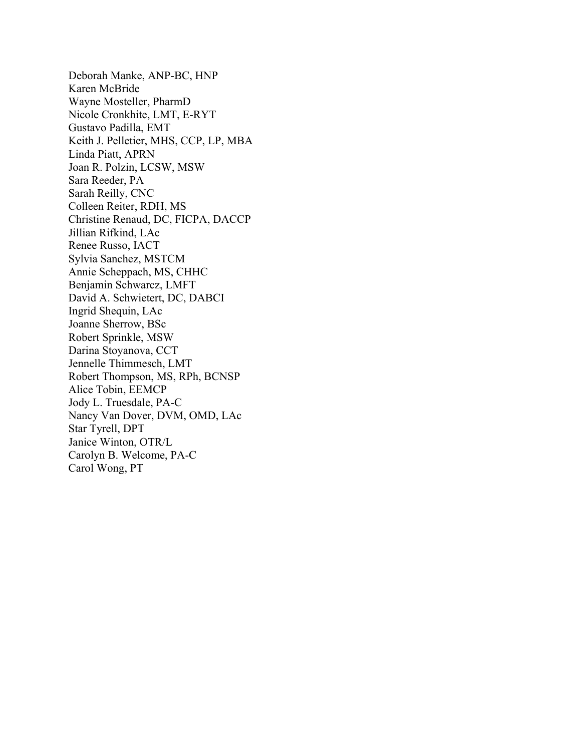Deborah Manke, ANP-BC, HNP
Karen McBride
Wayne Mosteller, PharmD
Nicole Cronkhite, LMT, E-RYT
Gustavo Padilla, EMT
Keith J. Pelletier, MHS, CCP, LP, MBA
Linda Piatt, APRN
Joan R. Polzin, LCSW, MSW
Sara Reeder, PA
Sarah Reilly, CNC
Colleen Reiter, RDH, MS
Christine Renaud, DC, FICPA, DACCP
Jillian Rifkind, LAc
Renee Russo, IACT
Sylvia Sanchez, MSTCM
Annie Scheppach, MS, CHHC
Benjamin Schwarcz, LMFT
David A. Schwietert, DC, DABCI
Ingrid Shequin, LAc
Joanne Sherrow, BSc
Robert Sprinkle, MSW
Darina Stoyanova, CCT
Jennelle Thimmesch, LMT
Robert Thompson, MS, RPh, BCNSP
Alice Tobin, EEMCP
Jody L. Truesdale, PA-C
Nancy Van Dover, DVM, OMD, LAc
Star Tyrell, DPT
Janice Winton, OTR/L
Carolyn B. Welcome, PA-C
Carol Wong, PT